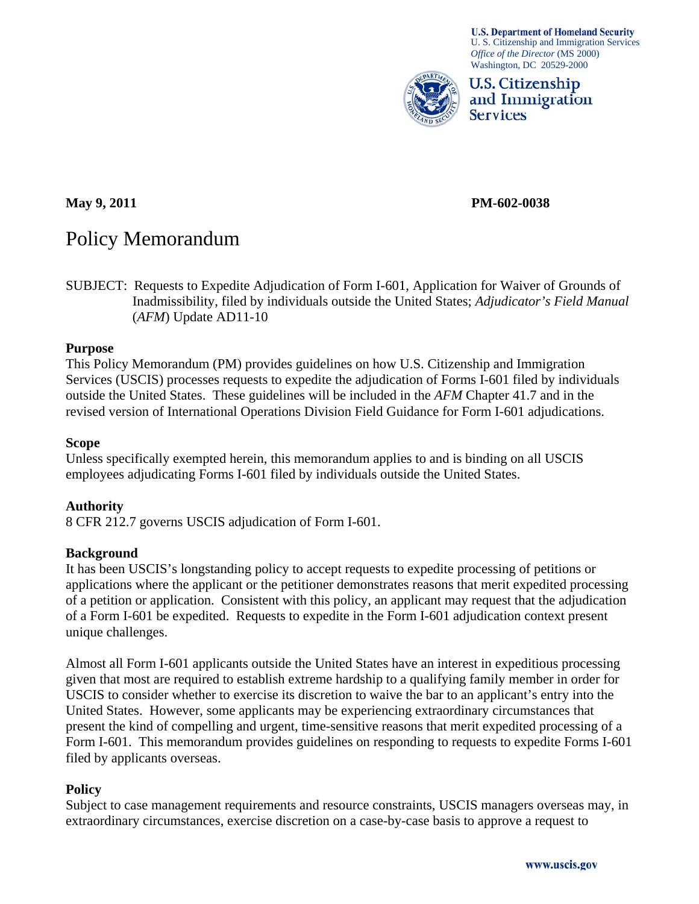**U.S. Department of Homeland Security**
U. S. Citizenship and Immigration Services
*Office of the Director* (MS 2000)
Washington, DC 20529-2000

**U.S. Citizenship and Immigration Services**

**May 9, 2011** **PM-602-0038**

# Policy Memorandum

SUBJECT: Requests to Expedite Adjudication of Form I-601, Application for Waiver of Grounds of Inadmissibility, filed by individuals outside the United States; *Adjudicator's Field Manual* (*AFM*) Update AD11-10

**Purpose**

This Policy Memorandum (PM) provides guidelines on how U.S. Citizenship and Immigration Services (USCIS) processes requests to expedite the adjudication of Forms I-601 filed by individuals outside the United States. These guidelines will be included in the *AFM* Chapter 41.7 and in the revised version of International Operations Division Field Guidance for Form I-601 adjudications.

**Scope**

Unless specifically exempted herein, this memorandum applies to and is binding on all USCIS employees adjudicating Forms I-601 filed by individuals outside the United States.

**Authority**

8 CFR 212.7 governs USCIS adjudication of Form I-601.

**Background**

It has been USCIS's longstanding policy to accept requests to expedite processing of petitions or applications where the applicant or the petitioner demonstrates reasons that merit expedited processing of a petition or application. Consistent with this policy, an applicant may request that the adjudication of a Form I-601 be expedited. Requests to expedite in the Form I-601 adjudication context present unique challenges.

Almost all Form I-601 applicants outside the United States have an interest in expeditious processing given that most are required to establish extreme hardship to a qualifying family member in order for USCIS to consider whether to exercise its discretion to waive the bar to an applicant's entry into the United States. However, some applicants may be experiencing extraordinary circumstances that present the kind of compelling and urgent, time-sensitive reasons that merit expedited processing of a Form I-601. This memorandum provides guidelines on responding to requests to expedite Forms I-601 filed by applicants overseas.

**Policy**

Subject to case management requirements and resource constraints, USCIS managers overseas may, in extraordinary circumstances, exercise discretion on a case-by-case basis to approve a request to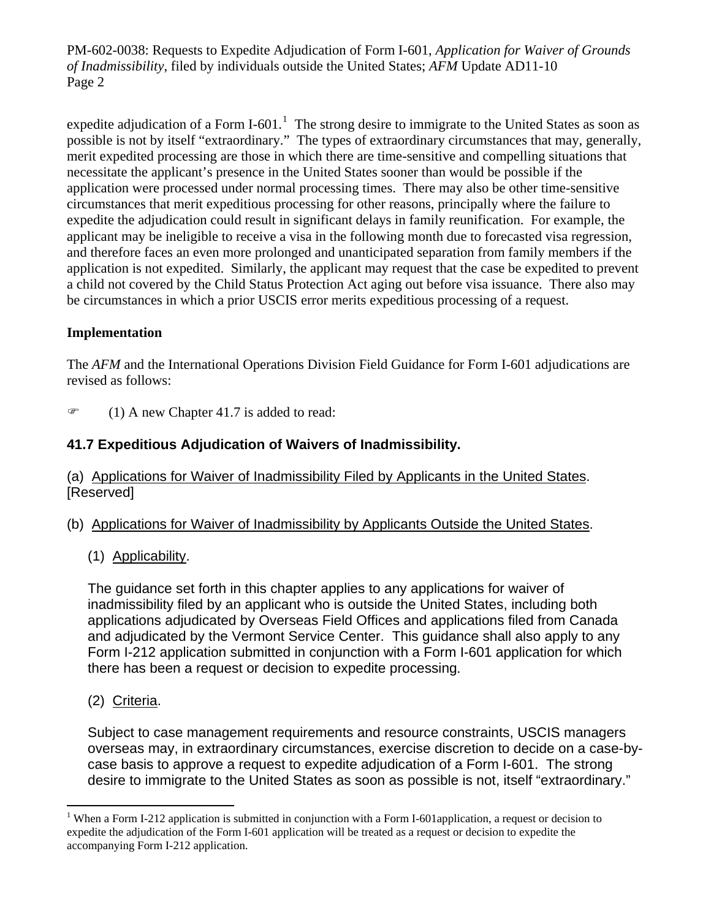expedite adjudication of a Form I-601.[1] The strong desire to immigrate to the United States as soon as possible is not by itself "extraordinary." The types of extraordinary circumstances that may, generally, merit expedited processing are those in which there are time-sensitive and compelling situations that necessitate the applicant's presence in the United States sooner than would be possible if the application were processed under normal processing times. There may also be other time-sensitive circumstances that merit expeditious processing for other reasons, principally where the failure to expedite the adjudication could result in significant delays in family reunification. For example, the applicant may be ineligible to receive a visa in the following month due to forecasted visa regression, and therefore faces an even more prolonged and unanticipated separation from family members if the application is not expedited. Similarly, the applicant may request that the case be expedited to prevent a child not covered by the Child Status Protection Act aging out before visa issuance. There also may be circumstances in which a prior USCIS error merits expeditious processing of a request.

**Implementation**

The *AFM* and the International Operations Division Field Guidance for Form I-601 adjudications are revised as follows:

☞ (1) A new Chapter 41.7 is added to read:

## 41.7 Expeditious Adjudication of Waivers of Inadmissibility.

(a) Applications for Waiver of Inadmissibility Filed by Applicants in the United States. [Reserved]

(b) Applications for Waiver of Inadmissibility by Applicants Outside the United States.

(1) Applicability.

The guidance set forth in this chapter applies to any applications for waiver of inadmissibility filed by an applicant who is outside the United States, including both applications adjudicated by Overseas Field Offices and applications filed from Canada and adjudicated by the Vermont Service Center. This guidance shall also apply to any Form I-212 application submitted in conjunction with a Form I-601 application for which there has been a request or decision to expedite processing.

(2) Criteria.

Subject to case management requirements and resource constraints, USCIS managers overseas may, in extraordinary circumstances, exercise discretion to decide on a case-by-case basis to approve a request to expedite adjudication of a Form I-601. The strong desire to immigrate to the United States as soon as possible is not, itself "extraordinary."

[1] When a Form I-212 application is submitted in conjunction with a Form I-601application, a request or decision to expedite the adjudication of the Form I-601 application will be treated as a request or decision to expedite the accompanying Form I-212 application.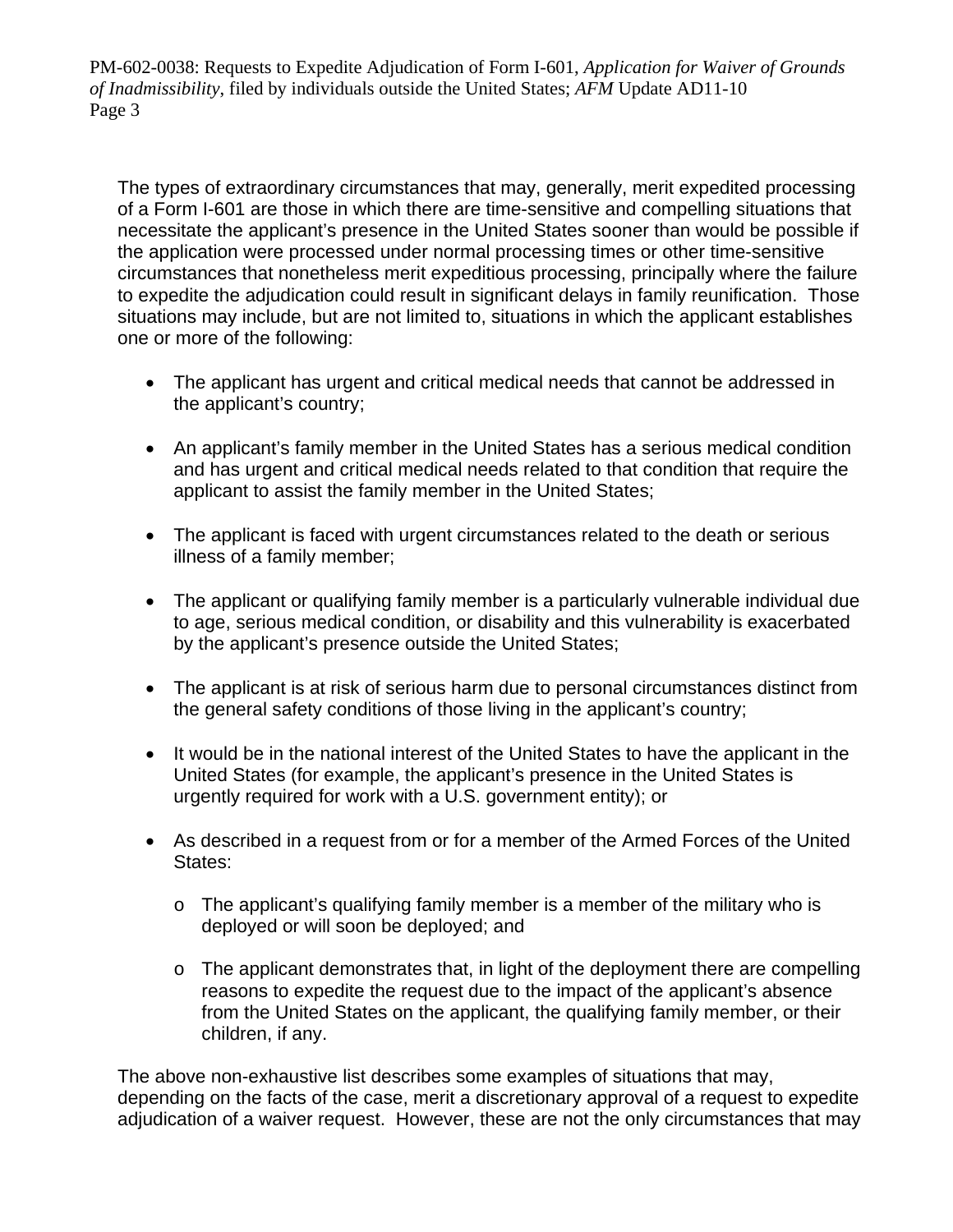The types of extraordinary circumstances that may, generally, merit expedited processing of a Form I-601 are those in which there are time-sensitive and compelling situations that necessitate the applicant's presence in the United States sooner than would be possible if the application were processed under normal processing times or other time-sensitive circumstances that nonetheless merit expeditious processing, principally where the failure to expedite the adjudication could result in significant delays in family reunification. Those situations may include, but are not limited to, situations in which the applicant establishes one or more of the following:

- The applicant has urgent and critical medical needs that cannot be addressed in the applicant's country;
- An applicant's family member in the United States has a serious medical condition and has urgent and critical medical needs related to that condition that require the applicant to assist the family member in the United States;
- The applicant is faced with urgent circumstances related to the death or serious illness of a family member;
- The applicant or qualifying family member is a particularly vulnerable individual due to age, serious medical condition, or disability and this vulnerability is exacerbated by the applicant's presence outside the United States;
- The applicant is at risk of serious harm due to personal circumstances distinct from the general safety conditions of those living in the applicant's country;
- It would be in the national interest of the United States to have the applicant in the United States (for example, the applicant's presence in the United States is urgently required for work with a U.S. government entity); or
- As described in a request from or for a member of the Armed Forces of the United States:
  - The applicant's qualifying family member is a member of the military who is deployed or will soon be deployed; and
  - The applicant demonstrates that, in light of the deployment there are compelling reasons to expedite the request due to the impact of the applicant's absence from the United States on the applicant, the qualifying family member, or their children, if any.

The above non-exhaustive list describes some examples of situations that may, depending on the facts of the case, merit a discretionary approval of a request to expedite adjudication of a waiver request. However, these are not the only circumstances that may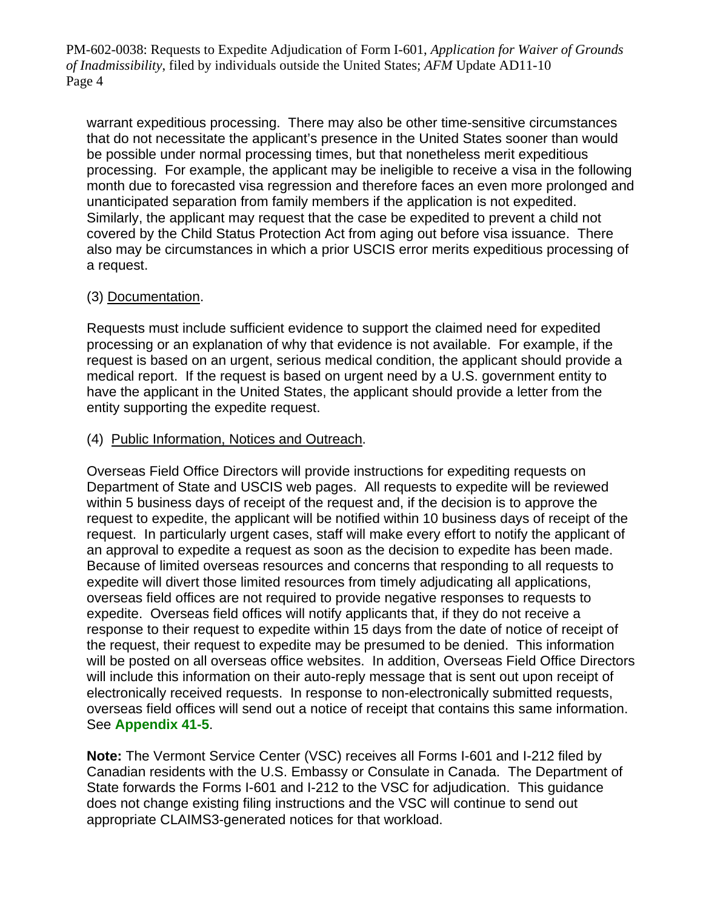warrant expeditious processing. There may also be other time-sensitive circumstances that do not necessitate the applicant's presence in the United States sooner than would be possible under normal processing times, but that nonetheless merit expeditious processing. For example, the applicant may be ineligible to receive a visa in the following month due to forecasted visa regression and therefore faces an even more prolonged and unanticipated separation from family members if the application is not expedited. Similarly, the applicant may request that the case be expedited to prevent a child not covered by the Child Status Protection Act from aging out before visa issuance. There also may be circumstances in which a prior USCIS error merits expeditious processing of a request.

(3) Documentation.

Requests must include sufficient evidence to support the claimed need for expedited processing or an explanation of why that evidence is not available. For example, if the request is based on an urgent, serious medical condition, the applicant should provide a medical report. If the request is based on urgent need by a U.S. government entity to have the applicant in the United States, the applicant should provide a letter from the entity supporting the expedite request.

(4) Public Information, Notices and Outreach.

Overseas Field Office Directors will provide instructions for expediting requests on Department of State and USCIS web pages. All requests to expedite will be reviewed within 5 business days of receipt of the request and, if the decision is to approve the request to expedite, the applicant will be notified within 10 business days of receipt of the request. In particularly urgent cases, staff will make every effort to notify the applicant of an approval to expedite a request as soon as the decision to expedite has been made. Because of limited overseas resources and concerns that responding to all requests to expedite will divert those limited resources from timely adjudicating all applications, overseas field offices are not required to provide negative responses to requests to expedite. Overseas field offices will notify applicants that, if they do not receive a response to their request to expedite within 15 days from the date of notice of receipt of the request, their request to expedite may be presumed to be denied. This information will be posted on all overseas office websites. In addition, Overseas Field Office Directors will include this information on their auto-reply message that is sent out upon receipt of electronically received requests. In response to non-electronically submitted requests, overseas field offices will send out a notice of receipt that contains this same information. See **Appendix 41-5**.

**Note:** The Vermont Service Center (VSC) receives all Forms I-601 and I-212 filed by Canadian residents with the U.S. Embassy or Consulate in Canada. The Department of State forwards the Forms I-601 and I-212 to the VSC for adjudication. This guidance does not change existing filing instructions and the VSC will continue to send out appropriate CLAIMS3-generated notices for that workload.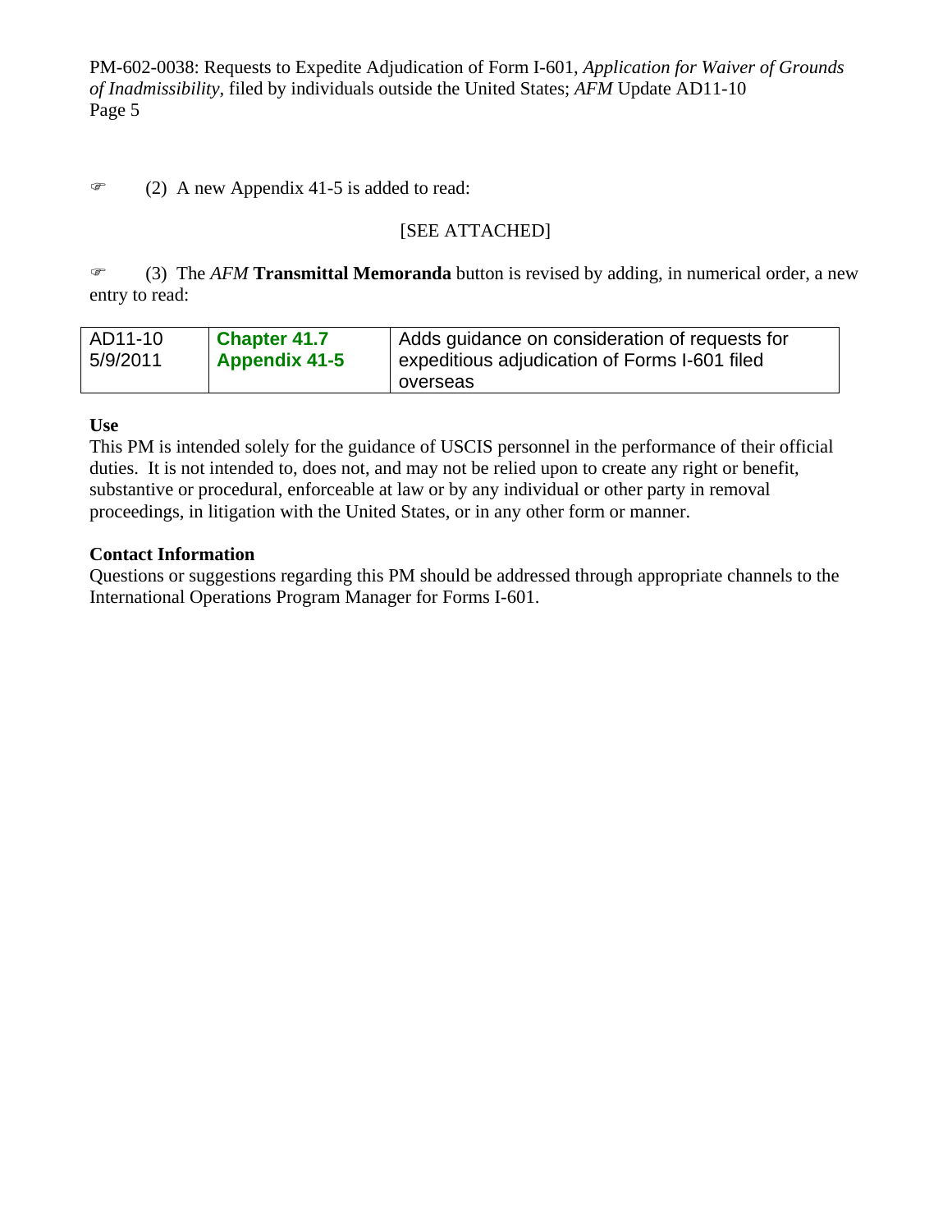☞ (2) A new Appendix 41-5 is added to read:

[SEE ATTACHED]

☞ (3) The *AFM* **Transmittal Memoranda** button is revised by adding, in numerical order, a new entry to read:

| | | |
|---|---|---|
| AD11-10<br>5/9/2011 | **Chapter 41.7**<br>**Appendix 41-5** | Adds guidance on consideration of requests for expeditious adjudication of Forms I-601 filed overseas |

**Use**

This PM is intended solely for the guidance of USCIS personnel in the performance of their official duties. It is not intended to, does not, and may not be relied upon to create any right or benefit, substantive or procedural, enforceable at law or by any individual or other party in removal proceedings, in litigation with the United States, or in any other form or manner.

**Contact Information**

Questions or suggestions regarding this PM should be addressed through appropriate channels to the International Operations Program Manager for Forms I-601.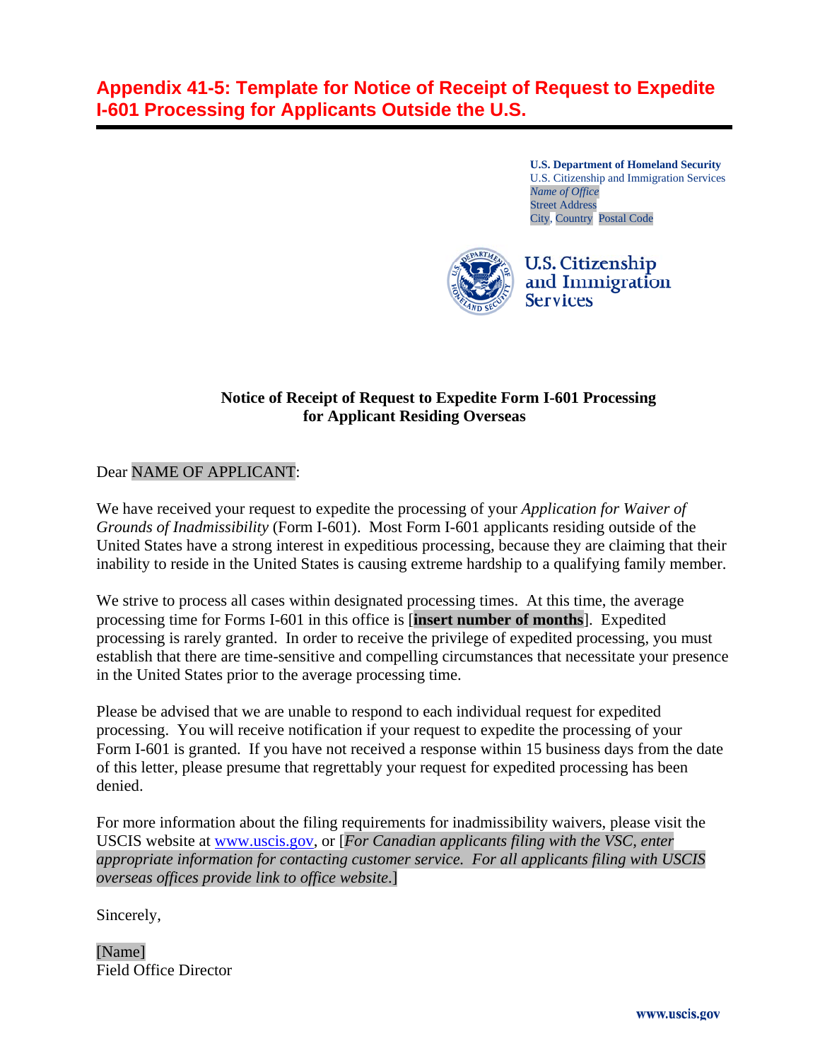# Appendix 41-5: Template for Notice of Receipt of Request to Expedite I-601 Processing for Applicants Outside the U.S.

**U.S. Department of Homeland Security**
U.S. Citizenship and Immigration Services
*Name of Office*
Street Address
City, Country Postal Code

U.S. Citizenship and Immigration Services

**Notice of Receipt of Request to Expedite Form I-601 Processing for Applicant Residing Overseas**

Dear NAME OF APPLICANT:

We have received your request to expedite the processing of your *Application for Waiver of Grounds of Inadmissibility* (Form I-601). Most Form I-601 applicants residing outside of the United States have a strong interest in expeditious processing, because they are claiming that their inability to reside in the United States is causing extreme hardship to a qualifying family member.

We strive to process all cases within designated processing times. At this time, the average processing time for Forms I-601 in this office is [**insert number of months**]. Expedited processing is rarely granted. In order to receive the privilege of expedited processing, you must establish that there are time-sensitive and compelling circumstances that necessitate your presence in the United States prior to the average processing time.

Please be advised that we are unable to respond to each individual request for expedited processing. You will receive notification if your request to expedite the processing of your Form I-601 is granted. If you have not received a response within 15 business days from the date of this letter, please presume that regrettably your request for expedited processing has been denied.

For more information about the filing requirements for inadmissibility waivers, please visit the USCIS website at www.uscis.gov, or [*For Canadian applicants filing with the VSC, enter appropriate information for contacting customer service. For all applicants filing with USCIS overseas offices provide link to office website.*]

Sincerely,

[Name]
Field Office Director